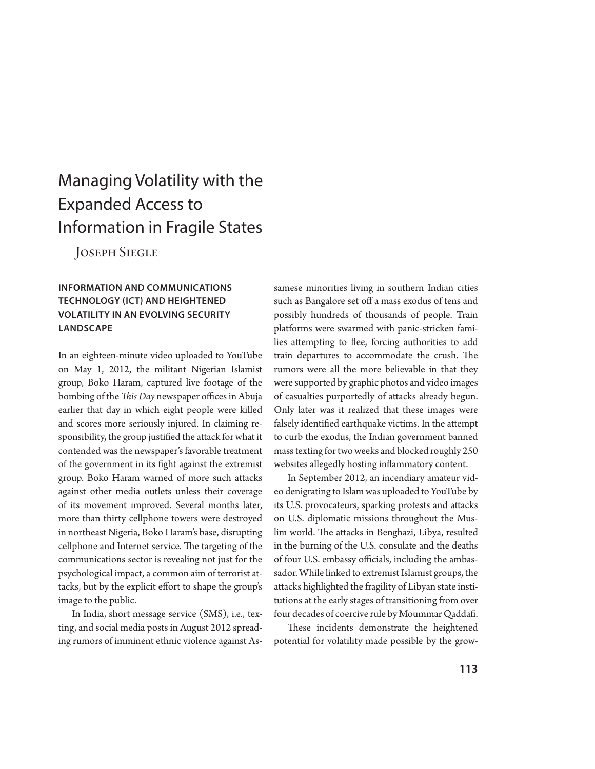# Managing Volatility with the Expanded Access to Information in Fragile States

Joseph Siegle

## INFORMATION AND COMMUNICATIONS TECHNOLOGY (ICT) AND HEIGHTENED VOLATILITY IN AN EVOLVING SECURITY LANDSCAPE

In an eighteen-minute video uploaded to YouTube on May 1, 2012, the militant Nigerian Islamist group, Boko Haram, captured live footage of the bombing of the *This Day* newspaper offices in Abuja earlier that day in which eight people were killed and scores more seriously injured. In claiming responsibility, the group justified the attack for what it contended was the newspaper's favorable treatment of the government in its fight against the extremist group. Boko Haram warned of more such attacks against other media outlets unless their coverage of its movement improved. Several months later, more than thirty cellphone towers were destroyed in northeast Nigeria, Boko Haram's base, disrupting cellphone and Internet service. The targeting of the communications sector is revealing not just for the psychological impact, a common aim of terrorist attacks, but by the explicit effort to shape the group's image to the public.

In India, short message service (SMS), i.e., texting, and social media posts in August 2012 spreading rumors of imminent ethnic violence against Assamese minorities living in southern Indian cities such as Bangalore set off a mass exodus of tens and possibly hundreds of thousands of people. Train platforms were swarmed with panic-stricken families attempting to flee, forcing authorities to add train departures to accommodate the crush. The rumors were all the more believable in that they were supported by graphic photos and video images of casualties purportedly of attacks already begun. Only later was it realized that these images were falsely identified earthquake victims. In the attempt to curb the exodus, the Indian government banned mass texting for two weeks and blocked roughly 250 websites allegedly hosting inflammatory content.

In September 2012, an incendiary amateur video denigrating to Islam was uploaded to YouTube by its U.S. provocateurs, sparking protests and attacks on U.S. diplomatic missions throughout the Muslim world. The attacks in Benghazi, Libya, resulted in the burning of the U.S. consulate and the deaths of four U.S. embassy officials, including the ambassador. While linked to extremist Islamist groups, the attacks highlighted the fragility of Libyan state institutions at the early stages of transitioning from over four decades of coercive rule by Moummar Qaddafi.

These incidents demonstrate the heightened potential for volatility made possible by the grow-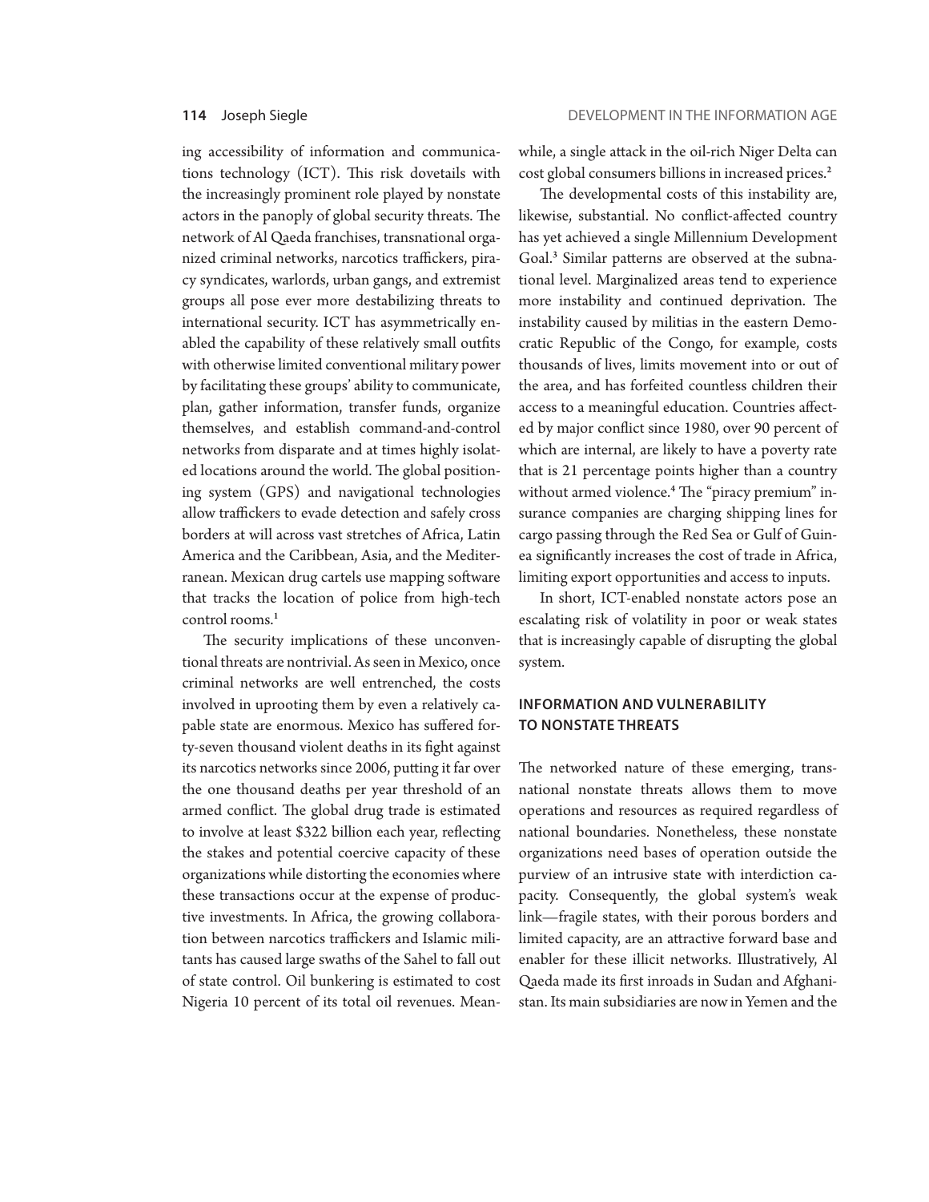ing accessibility of information and communications technology (ICT). This risk dovetails with the increasingly prominent role played by nonstate actors in the panoply of global security threats. The network of Al Qaeda franchises, transnational organized criminal networks, narcotics traffickers, piracy syndicates, warlords, urban gangs, and extremist groups all pose ever more destabilizing threats to international security. ICT has asymmetrically enabled the capability of these relatively small outfits with otherwise limited conventional military power by facilitating these groups' ability to communicate, plan, gather information, transfer funds, organize themselves, and establish command-and-control networks from disparate and at times highly isolated locations around the world. The global positioning system (GPS) and navigational technologies allow traffickers to evade detection and safely cross borders at will across vast stretches of Africa, Latin America and the Caribbean, Asia, and the Mediterranean. Mexican drug cartels use mapping software that tracks the location of police from high-tech control rooms.[1]

The security implications of these unconventional threats are nontrivial. As seen in Mexico, once criminal networks are well entrenched, the costs involved in uprooting them by even a relatively capable state are enormous. Mexico has suffered forty-seven thousand violent deaths in its fight against its narcotics networks since 2006, putting it far over the one thousand deaths per year threshold of an armed conflict. The global drug trade is estimated to involve at least $322 billion each year, reflecting the stakes and potential coercive capacity of these organizations while distorting the economies where these transactions occur at the expense of productive investments. In Africa, the growing collaboration between narcotics traffickers and Islamic militants has caused large swaths of the Sahel to fall out of state control. Oil bunkering is estimated to cost Nigeria 10 percent of its total oil revenues. Meanwhile, a single attack in the oil-rich Niger Delta can cost global consumers billions in increased prices.[2]

The developmental costs of this instability are, likewise, substantial. No conflict-affected country has yet achieved a single Millennium Development Goal.[3] Similar patterns are observed at the subnational level. Marginalized areas tend to experience more instability and continued deprivation. The instability caused by militias in the eastern Democratic Republic of the Congo, for example, costs thousands of lives, limits movement into or out of the area, and has forfeited countless children their access to a meaningful education. Countries affected by major conflict since 1980, over 90 percent of which are internal, are likely to have a poverty rate that is 21 percentage points higher than a country without armed violence.[4] The "piracy premium" insurance companies are charging shipping lines for cargo passing through the Red Sea or Gulf of Guinea significantly increases the cost of trade in Africa, limiting export opportunities and access to inputs.

In short, ICT-enabled nonstate actors pose an escalating risk of volatility in poor or weak states that is increasingly capable of disrupting the global system.

## INFORMATION AND VULNERABILITY TO NONSTATE THREATS

The networked nature of these emerging, transnational nonstate threats allows them to move operations and resources as required regardless of national boundaries. Nonetheless, these nonstate organizations need bases of operation outside the purview of an intrusive state with interdiction capacity. Consequently, the global system's weak link—fragile states, with their porous borders and limited capacity, are an attractive forward base and enabler for these illicit networks. Illustratively, Al Qaeda made its first inroads in Sudan and Afghanistan. Its main subsidiaries are now in Yemen and the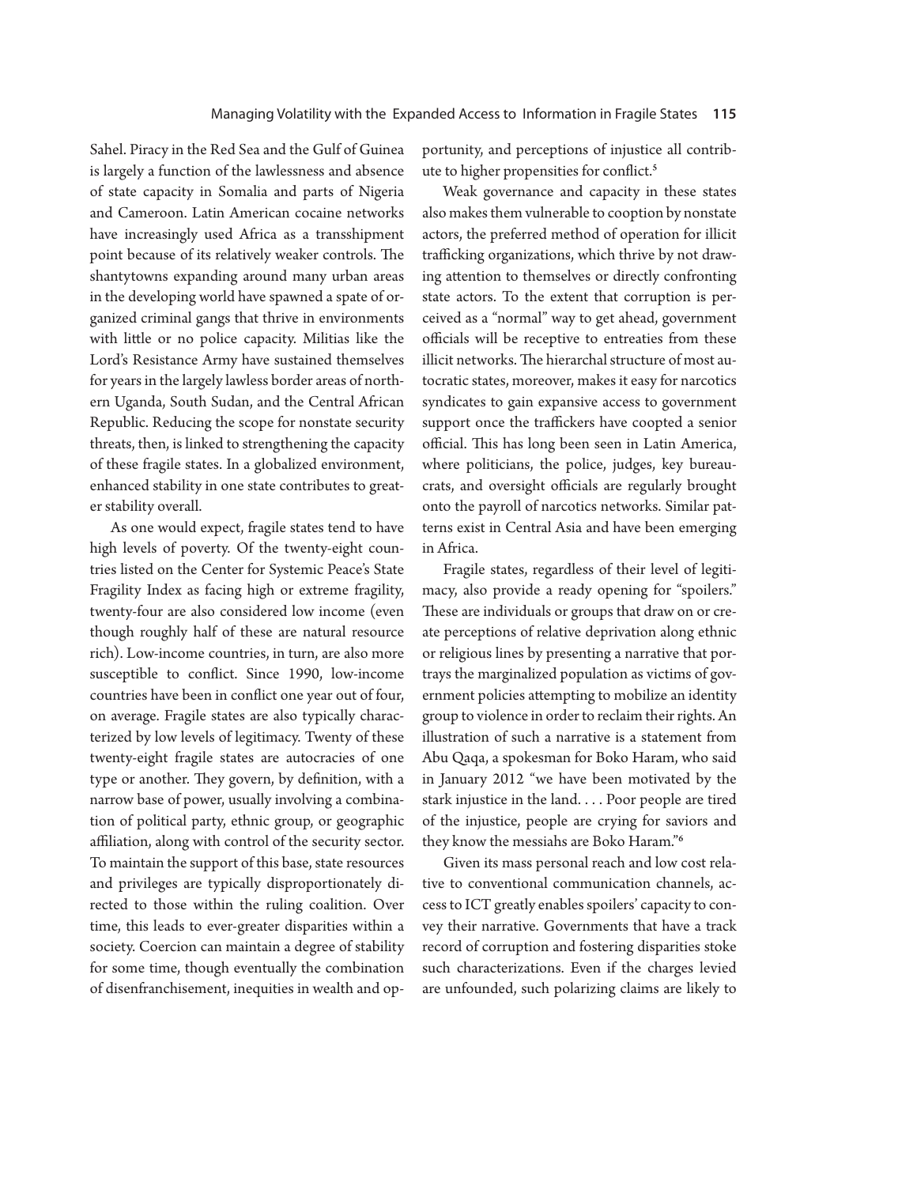Sahel. Piracy in the Red Sea and the Gulf of Guinea is largely a function of the lawlessness and absence of state capacity in Somalia and parts of Nigeria and Cameroon. Latin American cocaine networks have increasingly used Africa as a transshipment point because of its relatively weaker controls. The shantytowns expanding around many urban areas in the developing world have spawned a spate of organized criminal gangs that thrive in environments with little or no police capacity. Militias like the Lord's Resistance Army have sustained themselves for years in the largely lawless border areas of northern Uganda, South Sudan, and the Central African Republic. Reducing the scope for nonstate security threats, then, is linked to strengthening the capacity of these fragile states. In a globalized environment, enhanced stability in one state contributes to greater stability overall.

As one would expect, fragile states tend to have high levels of poverty. Of the twenty-eight countries listed on the Center for Systemic Peace's State Fragility Index as facing high or extreme fragility, twenty-four are also considered low income (even though roughly half of these are natural resource rich). Low-income countries, in turn, are also more susceptible to conflict. Since 1990, low-income countries have been in conflict one year out of four, on average. Fragile states are also typically characterized by low levels of legitimacy. Twenty of these twenty-eight fragile states are autocracies of one type or another. They govern, by definition, with a narrow base of power, usually involving a combination of political party, ethnic group, or geographic affiliation, along with control of the security sector. To maintain the support of this base, state resources and privileges are typically disproportionately directed to those within the ruling coalition. Over time, this leads to ever-greater disparities within a society. Coercion can maintain a degree of stability for some time, though eventually the combination of disenfranchisement, inequities in wealth and opportunity, and perceptions of injustice all contribute to higher propensities for conflict.[5]

Weak governance and capacity in these states also makes them vulnerable to cooption by nonstate actors, the preferred method of operation for illicit trafficking organizations, which thrive by not drawing attention to themselves or directly confronting state actors. To the extent that corruption is perceived as a "normal" way to get ahead, government officials will be receptive to entreaties from these illicit networks. The hierarchal structure of most autocratic states, moreover, makes it easy for narcotics syndicates to gain expansive access to government support once the traffickers have coopted a senior official. This has long been seen in Latin America, where politicians, the police, judges, key bureaucrats, and oversight officials are regularly brought onto the payroll of narcotics networks. Similar patterns exist in Central Asia and have been emerging in Africa.

Fragile states, regardless of their level of legitimacy, also provide a ready opening for "spoilers." These are individuals or groups that draw on or create perceptions of relative deprivation along ethnic or religious lines by presenting a narrative that portrays the marginalized population as victims of government policies attempting to mobilize an identity group to violence in order to reclaim their rights. An illustration of such a narrative is a statement from Abu Qaqa, a spokesman for Boko Haram, who said in January 2012 "we have been motivated by the stark injustice in the land. . . . Poor people are tired of the injustice, people are crying for saviors and they know the messiahs are Boko Haram."[6]

Given its mass personal reach and low cost relative to conventional communication channels, access to ICT greatly enables spoilers' capacity to convey their narrative. Governments that have a track record of corruption and fostering disparities stoke such characterizations. Even if the charges levied are unfounded, such polarizing claims are likely to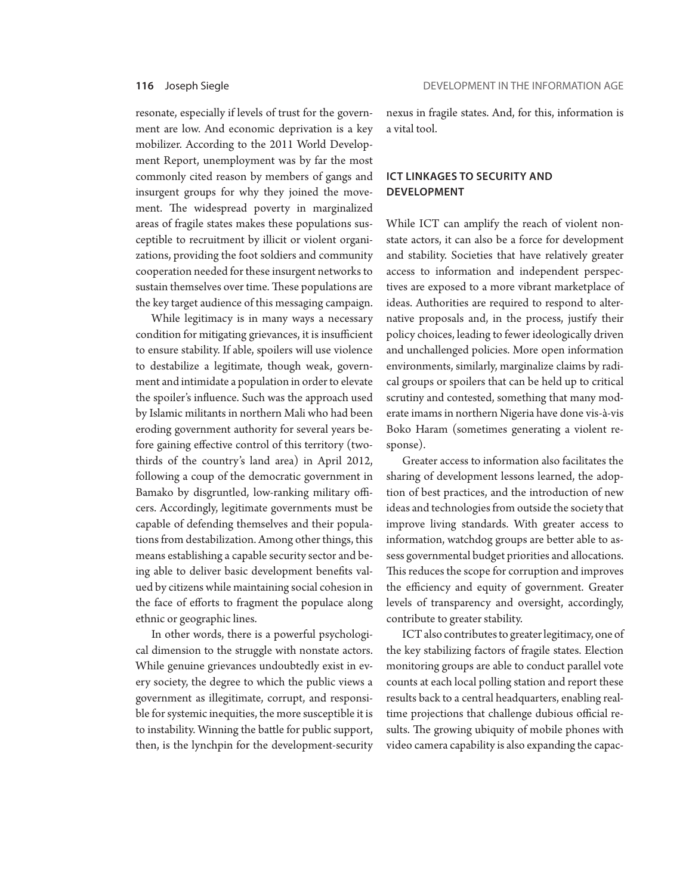resonate, especially if levels of trust for the government are low. And economic deprivation is a key mobilizer. According to the 2011 World Development Report, unemployment was by far the most commonly cited reason by members of gangs and insurgent groups for why they joined the movement. The widespread poverty in marginalized areas of fragile states makes these populations susceptible to recruitment by illicit or violent organizations, providing the foot soldiers and community cooperation needed for these insurgent networks to sustain themselves over time. These populations are the key target audience of this messaging campaign.

While legitimacy is in many ways a necessary condition for mitigating grievances, it is insufficient to ensure stability. If able, spoilers will use violence to destabilize a legitimate, though weak, government and intimidate a population in order to elevate the spoiler's influence. Such was the approach used by Islamic militants in northern Mali who had been eroding government authority for several years before gaining effective control of this territory (two-thirds of the country's land area) in April 2012, following a coup of the democratic government in Bamako by disgruntled, low-ranking military officers. Accordingly, legitimate governments must be capable of defending themselves and their populations from destabilization. Among other things, this means establishing a capable security sector and being able to deliver basic development benefits valued by citizens while maintaining social cohesion in the face of efforts to fragment the populace along ethnic or geographic lines.

In other words, there is a powerful psychological dimension to the struggle with nonstate actors. While genuine grievances undoubtedly exist in every society, the degree to which the public views a government as illegitimate, corrupt, and responsible for systemic inequities, the more susceptible it is to instability. Winning the battle for public support, then, is the lynchpin for the development-security nexus in fragile states. And, for this, information is a vital tool.

## ICT LINKAGES TO SECURITY AND DEVELOPMENT

While ICT can amplify the reach of violent nonstate actors, it can also be a force for development and stability. Societies that have relatively greater access to information and independent perspectives are exposed to a more vibrant marketplace of ideas. Authorities are required to respond to alternative proposals and, in the process, justify their policy choices, leading to fewer ideologically driven and unchallenged policies. More open information environments, similarly, marginalize claims by radical groups or spoilers that can be held up to critical scrutiny and contested, something that many moderate imams in northern Nigeria have done vis-à-vis Boko Haram (sometimes generating a violent response).

Greater access to information also facilitates the sharing of development lessons learned, the adoption of best practices, and the introduction of new ideas and technologies from outside the society that improve living standards. With greater access to information, watchdog groups are better able to assess governmental budget priorities and allocations. This reduces the scope for corruption and improves the efficiency and equity of government. Greater levels of transparency and oversight, accordingly, contribute to greater stability.

ICT also contributes to greater legitimacy, one of the key stabilizing factors of fragile states. Election monitoring groups are able to conduct parallel vote counts at each local polling station and report these results back to a central headquarters, enabling real-time projections that challenge dubious official results. The growing ubiquity of mobile phones with video camera capability is also expanding the capac-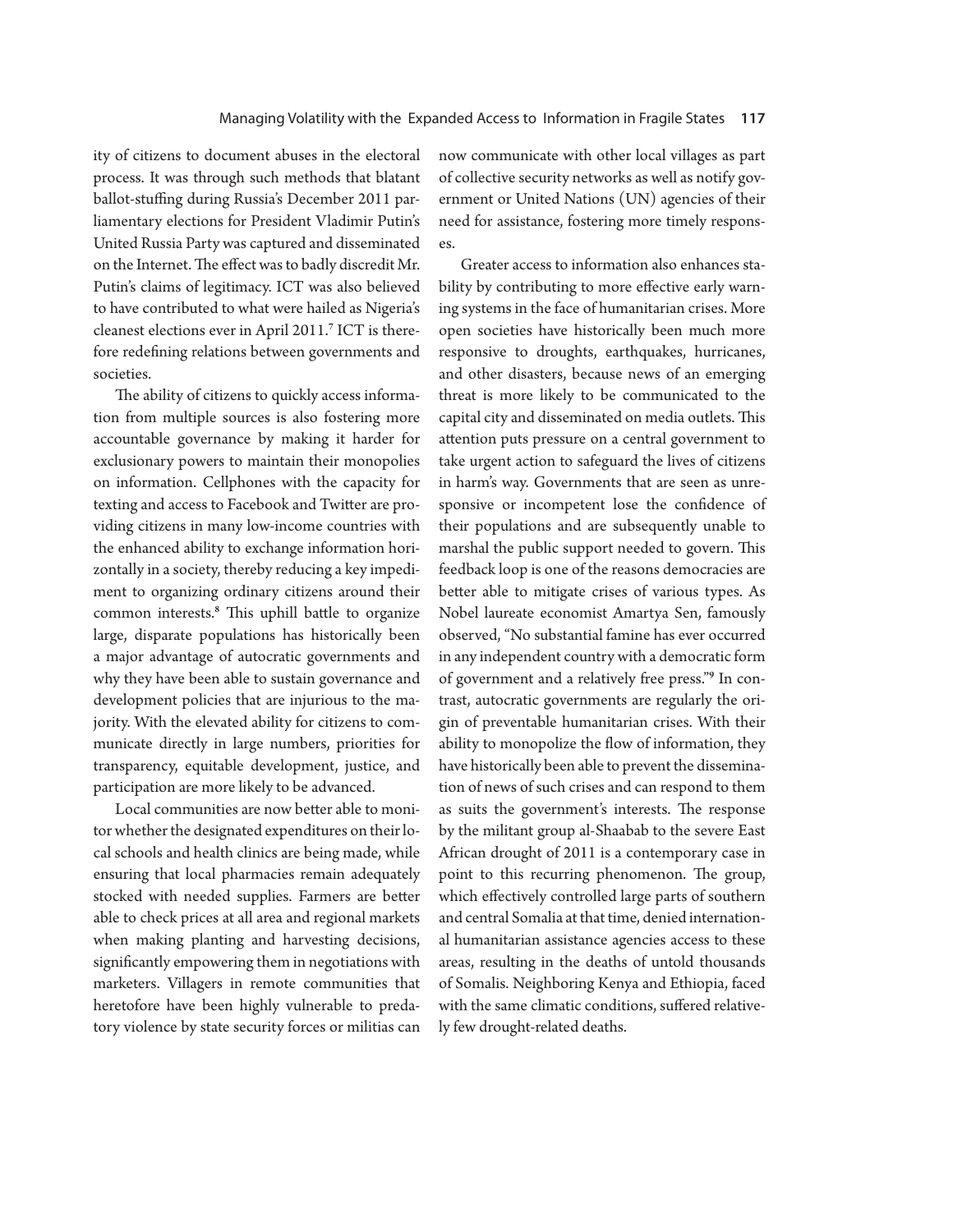ity of citizens to document abuses in the electoral process. It was through such methods that blatant ballot-stuffing during Russia's December 2011 parliamentary elections for President Vladimir Putin's United Russia Party was captured and disseminated on the Internet. The effect was to badly discredit Mr. Putin's claims of legitimacy. ICT was also believed to have contributed to what were hailed as Nigeria's cleanest elections ever in April 2011.[7] ICT is therefore redefining relations between governments and societies.

The ability of citizens to quickly access information from multiple sources is also fostering more accountable governance by making it harder for exclusionary powers to maintain their monopolies on information. Cellphones with the capacity for texting and access to Facebook and Twitter are providing citizens in many low-income countries with the enhanced ability to exchange information horizontally in a society, thereby reducing a key impediment to organizing ordinary citizens around their common interests.[8] This uphill battle to organize large, disparate populations has historically been a major advantage of autocratic governments and why they have been able to sustain governance and development policies that are injurious to the majority. With the elevated ability for citizens to communicate directly in large numbers, priorities for transparency, equitable development, justice, and participation are more likely to be advanced.

Local communities are now better able to monitor whether the designated expenditures on their local schools and health clinics are being made, while ensuring that local pharmacies remain adequately stocked with needed supplies. Farmers are better able to check prices at all area and regional markets when making planting and harvesting decisions, significantly empowering them in negotiations with marketers. Villagers in remote communities that heretofore have been highly vulnerable to predatory violence by state security forces or militias can now communicate with other local villages as part of collective security networks as well as notify government or United Nations (UN) agencies of their need for assistance, fostering more timely responses.

Greater access to information also enhances stability by contributing to more effective early warning systems in the face of humanitarian crises. More open societies have historically been much more responsive to droughts, earthquakes, hurricanes, and other disasters, because news of an emerging threat is more likely to be communicated to the capital city and disseminated on media outlets. This attention puts pressure on a central government to take urgent action to safeguard the lives of citizens in harm's way. Governments that are seen as unresponsive or incompetent lose the confidence of their populations and are subsequently unable to marshal the public support needed to govern. This feedback loop is one of the reasons democracies are better able to mitigate crises of various types. As Nobel laureate economist Amartya Sen, famously observed, "No substantial famine has ever occurred in any independent country with a democratic form of government and a relatively free press."[9] In contrast, autocratic governments are regularly the origin of preventable humanitarian crises. With their ability to monopolize the flow of information, they have historically been able to prevent the dissemination of news of such crises and can respond to them as suits the government's interests. The response by the militant group al-Shaabab to the severe East African drought of 2011 is a contemporary case in point to this recurring phenomenon. The group, which effectively controlled large parts of southern and central Somalia at that time, denied international humanitarian assistance agencies access to these areas, resulting in the deaths of untold thousands of Somalis. Neighboring Kenya and Ethiopia, faced with the same climatic conditions, suffered relatively few drought-related deaths.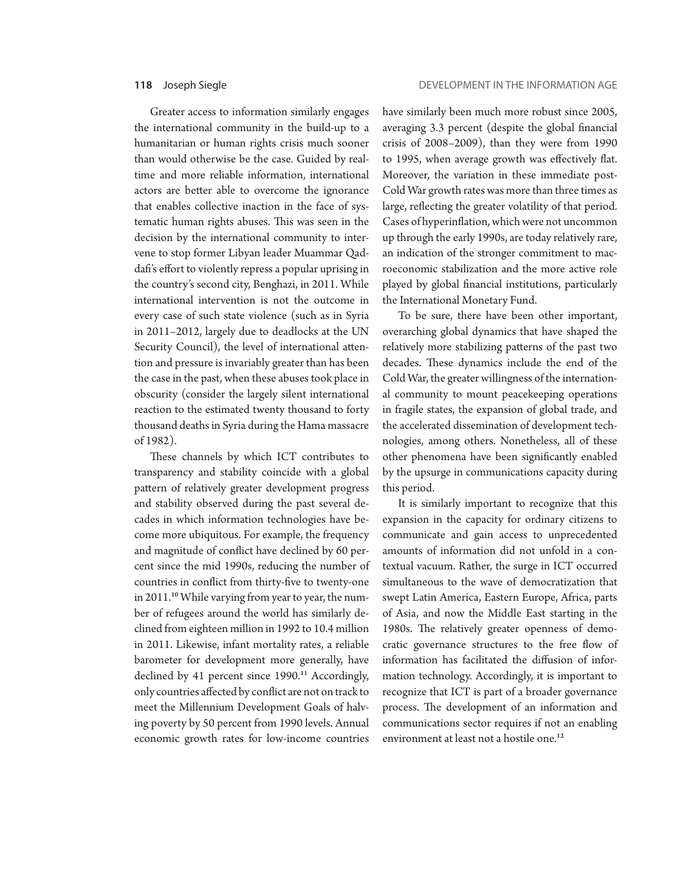Greater access to information similarly engages the international community in the build-up to a humanitarian or human rights crisis much sooner than would otherwise be the case. Guided by real-time and more reliable information, international actors are better able to overcome the ignorance that enables collective inaction in the face of systematic human rights abuses. This was seen in the decision by the international community to intervene to stop former Libyan leader Muammar Qaddafi's effort to violently repress a popular uprising in the country's second city, Benghazi, in 2011. While international intervention is not the outcome in every case of such state violence (such as in Syria in 2011–2012, largely due to deadlocks at the UN Security Council), the level of international attention and pressure is invariably greater than has been the case in the past, when these abuses took place in obscurity (consider the largely silent international reaction to the estimated twenty thousand to forty thousand deaths in Syria during the Hama massacre of 1982).

These channels by which ICT contributes to transparency and stability coincide with a global pattern of relatively greater development progress and stability observed during the past several decades in which information technologies have become more ubiquitous. For example, the frequency and magnitude of conflict have declined by 60 percent since the mid 1990s, reducing the number of countries in conflict from thirty-five to twenty-one in 2011.[10] While varying from year to year, the number of refugees around the world has similarly declined from eighteen million in 1992 to 10.4 million in 2011. Likewise, infant mortality rates, a reliable barometer for development more generally, have declined by 41 percent since 1990.[11] Accordingly, only countries affected by conflict are not on track to meet the Millennium Development Goals of halving poverty by 50 percent from 1990 levels. Annual economic growth rates for low-income countries have similarly been much more robust since 2005, averaging 3.3 percent (despite the global financial crisis of 2008–2009), than they were from 1990 to 1995, when average growth was effectively flat. Moreover, the variation in these immediate post-Cold War growth rates was more than three times as large, reflecting the greater volatility of that period. Cases of hyperinflation, which were not uncommon up through the early 1990s, are today relatively rare, an indication of the stronger commitment to macroeconomic stabilization and the more active role played by global financial institutions, particularly the International Monetary Fund.

To be sure, there have been other important, overarching global dynamics that have shaped the relatively more stabilizing patterns of the past two decades. These dynamics include the end of the Cold War, the greater willingness of the international community to mount peacekeeping operations in fragile states, the expansion of global trade, and the accelerated dissemination of development technologies, among others. Nonetheless, all of these other phenomena have been significantly enabled by the upsurge in communications capacity during this period.

It is similarly important to recognize that this expansion in the capacity for ordinary citizens to communicate and gain access to unprecedented amounts of information did not unfold in a contextual vacuum. Rather, the surge in ICT occurred simultaneous to the wave of democratization that swept Latin America, Eastern Europe, Africa, parts of Asia, and now the Middle East starting in the 1980s. The relatively greater openness of democratic governance structures to the free flow of information has facilitated the diffusion of information technology. Accordingly, it is important to recognize that ICT is part of a broader governance process. The development of an information and communications sector requires if not an enabling environment at least not a hostile one.[12]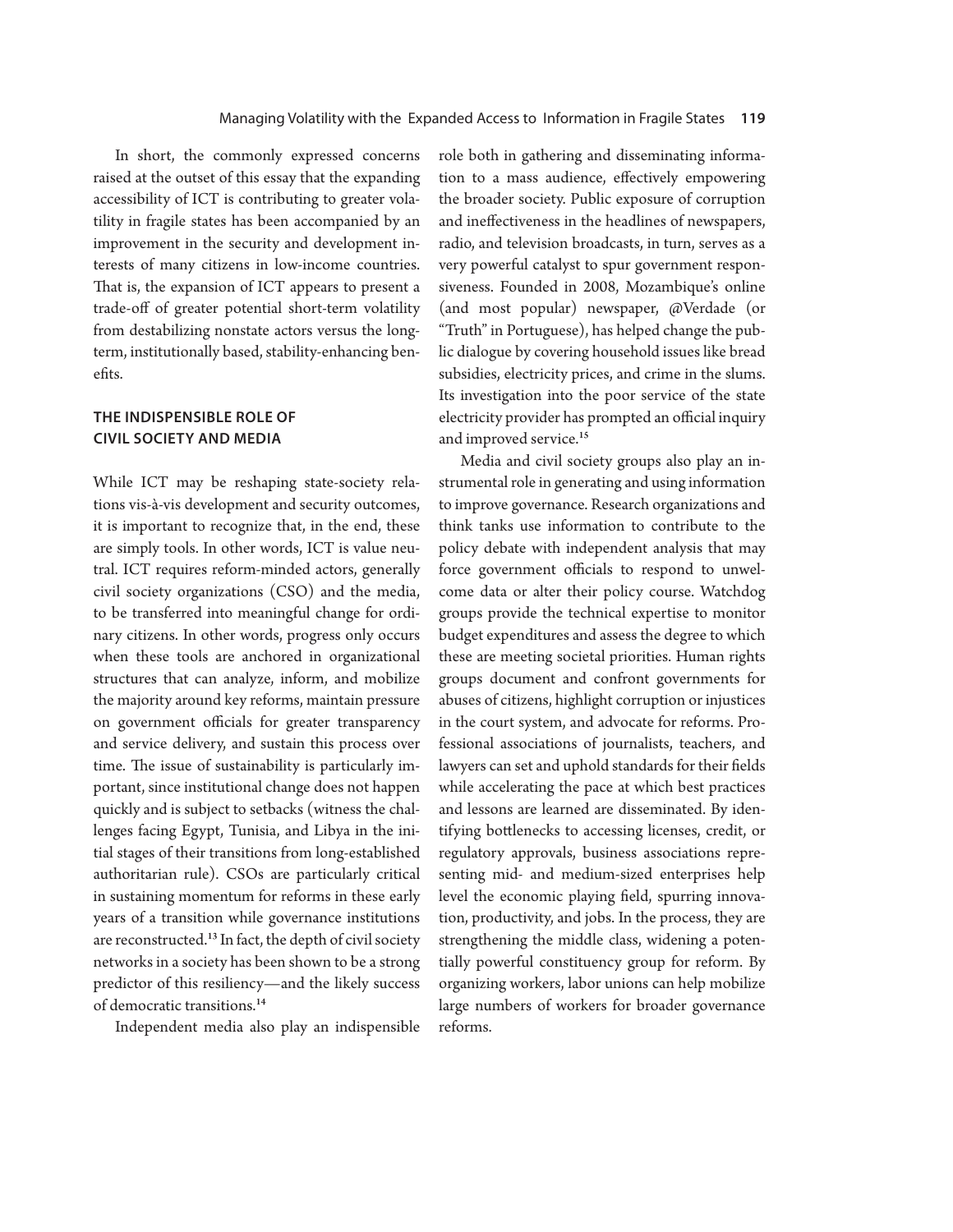In short, the commonly expressed concerns raised at the outset of this essay that the expanding accessibility of ICT is contributing to greater volatility in fragile states has been accompanied by an improvement in the security and development interests of many citizens in low-income countries. That is, the expansion of ICT appears to present a trade-off of greater potential short-term volatility from destabilizing nonstate actors versus the long-term, institutionally based, stability-enhancing benefits.

## THE INDISPENSIBLE ROLE OF CIVIL SOCIETY AND MEDIA

While ICT may be reshaping state-society relations vis-à-vis development and security outcomes, it is important to recognize that, in the end, these are simply tools. In other words, ICT is value neutral. ICT requires reform-minded actors, generally civil society organizations (CSO) and the media, to be transferred into meaningful change for ordinary citizens. In other words, progress only occurs when these tools are anchored in organizational structures that can analyze, inform, and mobilize the majority around key reforms, maintain pressure on government officials for greater transparency and service delivery, and sustain this process over time. The issue of sustainability is particularly important, since institutional change does not happen quickly and is subject to setbacks (witness the challenges facing Egypt, Tunisia, and Libya in the initial stages of their transitions from long-established authoritarian rule). CSOs are particularly critical in sustaining momentum for reforms in these early years of a transition while governance institutions are reconstructed.[13] In fact, the depth of civil society networks in a society has been shown to be a strong predictor of this resiliency—and the likely success of democratic transitions.[14]

Independent media also play an indispensible role both in gathering and disseminating information to a mass audience, effectively empowering the broader society. Public exposure of corruption and ineffectiveness in the headlines of newspapers, radio, and television broadcasts, in turn, serves as a very powerful catalyst to spur government responsiveness. Founded in 2008, Mozambique's online (and most popular) newspaper, @Verdade (or "Truth" in Portuguese), has helped change the public dialogue by covering household issues like bread subsidies, electricity prices, and crime in the slums. Its investigation into the poor service of the state electricity provider has prompted an official inquiry and improved service.[15]

Media and civil society groups also play an instrumental role in generating and using information to improve governance. Research organizations and think tanks use information to contribute to the policy debate with independent analysis that may force government officials to respond to unwelcome data or alter their policy course. Watchdog groups provide the technical expertise to monitor budget expenditures and assess the degree to which these are meeting societal priorities. Human rights groups document and confront governments for abuses of citizens, highlight corruption or injustices in the court system, and advocate for reforms. Professional associations of journalists, teachers, and lawyers can set and uphold standards for their fields while accelerating the pace at which best practices and lessons are learned are disseminated. By identifying bottlenecks to accessing licenses, credit, or regulatory approvals, business associations representing mid- and medium-sized enterprises help level the economic playing field, spurring innovation, productivity, and jobs. In the process, they are strengthening the middle class, widening a potentially powerful constituency group for reform. By organizing workers, labor unions can help mobilize large numbers of workers for broader governance reforms.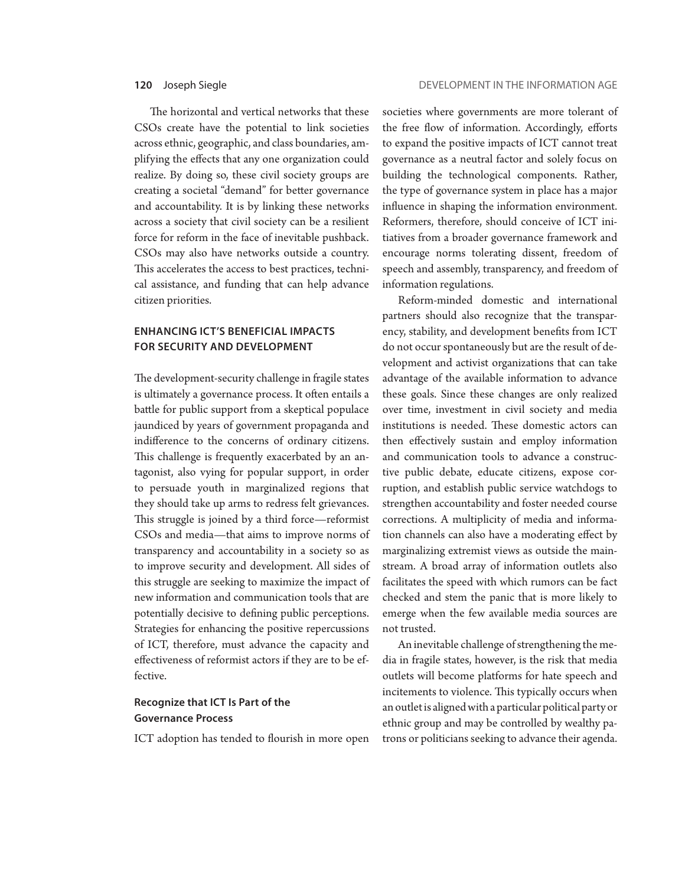The horizontal and vertical networks that these CSOs create have the potential to link societies across ethnic, geographic, and class boundaries, amplifying the effects that any one organization could realize. By doing so, these civil society groups are creating a societal "demand" for better governance and accountability. It is by linking these networks across a society that civil society can be a resilient force for reform in the face of inevitable pushback. CSOs may also have networks outside a country. This accelerates the access to best practices, technical assistance, and funding that can help advance citizen priorities.

## ENHANCING ICT'S BENEFICIAL IMPACTS FOR SECURITY AND DEVELOPMENT

The development-security challenge in fragile states is ultimately a governance process. It often entails a battle for public support from a skeptical populace jaundiced by years of government propaganda and indifference to the concerns of ordinary citizens. This challenge is frequently exacerbated by an antagonist, also vying for popular support, in order to persuade youth in marginalized regions that they should take up arms to redress felt grievances. This struggle is joined by a third force—reformist CSOs and media—that aims to improve norms of transparency and accountability in a society so as to improve security and development. All sides of this struggle are seeking to maximize the impact of new information and communication tools that are potentially decisive to defining public perceptions. Strategies for enhancing the positive repercussions of ICT, therefore, must advance the capacity and effectiveness of reformist actors if they are to be effective.

### Recognize that ICT Is Part of the Governance Process

ICT adoption has tended to flourish in more open societies where governments are more tolerant of the free flow of information. Accordingly, efforts to expand the positive impacts of ICT cannot treat governance as a neutral factor and solely focus on building the technological components. Rather, the type of governance system in place has a major influence in shaping the information environment. Reformers, therefore, should conceive of ICT initiatives from a broader governance framework and encourage norms tolerating dissent, freedom of speech and assembly, transparency, and freedom of information regulations.

Reform-minded domestic and international partners should also recognize that the transparency, stability, and development benefits from ICT do not occur spontaneously but are the result of development and activist organizations that can take advantage of the available information to advance these goals. Since these changes are only realized over time, investment in civil society and media institutions is needed. These domestic actors can then effectively sustain and employ information and communication tools to advance a constructive public debate, educate citizens, expose corruption, and establish public service watchdogs to strengthen accountability and foster needed course corrections. A multiplicity of media and information channels can also have a moderating effect by marginalizing extremist views as outside the mainstream. A broad array of information outlets also facilitates the speed with which rumors can be fact checked and stem the panic that is more likely to emerge when the few available media sources are not trusted.

An inevitable challenge of strengthening the media in fragile states, however, is the risk that media outlets will become platforms for hate speech and incitements to violence. This typically occurs when an outlet is aligned with a particular political party or ethnic group and may be controlled by wealthy patrons or politicians seeking to advance their agenda.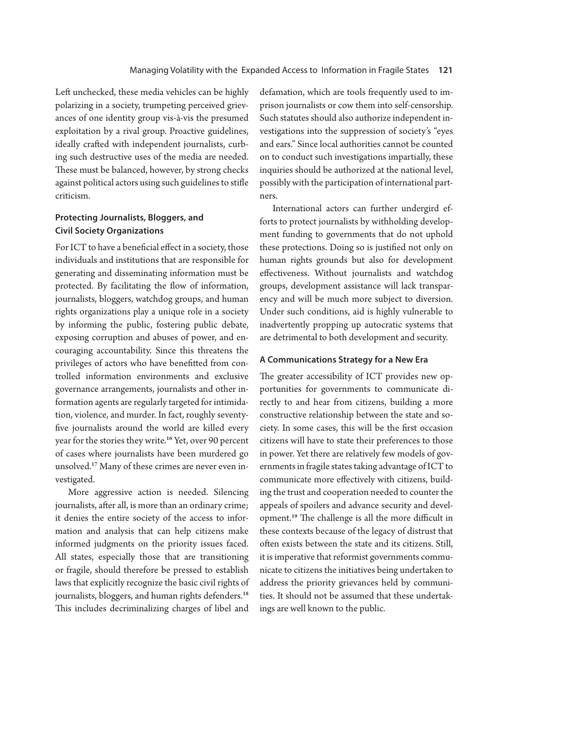Left unchecked, these media vehicles can be highly polarizing in a society, trumpeting perceived grievances of one identity group vis-à-vis the presumed exploitation by a rival group. Proactive guidelines, ideally crafted with independent journalists, curbing such destructive uses of the media are needed. These must be balanced, however, by strong checks against political actors using such guidelines to stifle criticism.

### Protecting Journalists, Bloggers, and Civil Society Organizations

For ICT to have a beneficial effect in a society, those individuals and institutions that are responsible for generating and disseminating information must be protected. By facilitating the flow of information, journalists, bloggers, watchdog groups, and human rights organizations play a unique role in a society by informing the public, fostering public debate, exposing corruption and abuses of power, and encouraging accountability. Since this threatens the privileges of actors who have benefitted from controlled information environments and exclusive governance arrangements, journalists and other information agents are regularly targeted for intimidation, violence, and murder. In fact, roughly seventy-five journalists around the world are killed every year for the stories they write.[16] Yet, over 90 percent of cases where journalists have been murdered go unsolved.[17] Many of these crimes are never even investigated.

More aggressive action is needed. Silencing journalists, after all, is more than an ordinary crime; it denies the entire society of the access to information and analysis that can help citizens make informed judgments on the priority issues faced. All states, especially those that are transitioning or fragile, should therefore be pressed to establish laws that explicitly recognize the basic civil rights of journalists, bloggers, and human rights defenders.[18] This includes decriminalizing charges of libel and defamation, which are tools frequently used to imprison journalists or cow them into self-censorship. Such statutes should also authorize independent investigations into the suppression of society's "eyes and ears." Since local authorities cannot be counted on to conduct such investigations impartially, these inquiries should be authorized at the national level, possibly with the participation of international partners.

International actors can further undergird efforts to protect journalists by withholding development funding to governments that do not uphold these protections. Doing so is justified not only on human rights grounds but also for development effectiveness. Without journalists and watchdog groups, development assistance will lack transparency and will be much more subject to diversion. Under such conditions, aid is highly vulnerable to inadvertently propping up autocratic systems that are detrimental to both development and security.

### A Communications Strategy for a New Era

The greater accessibility of ICT provides new opportunities for governments to communicate directly to and hear from citizens, building a more constructive relationship between the state and society. In some cases, this will be the first occasion citizens will have to state their preferences to those in power. Yet there are relatively few models of governments in fragile states taking advantage of ICT to communicate more effectively with citizens, building the trust and cooperation needed to counter the appeals of spoilers and advance security and development.[19] The challenge is all the more difficult in these contexts because of the legacy of distrust that often exists between the state and its citizens. Still, it is imperative that reformist governments communicate to citizens the initiatives being undertaken to address the priority grievances held by communities. It should not be assumed that these undertakings are well known to the public.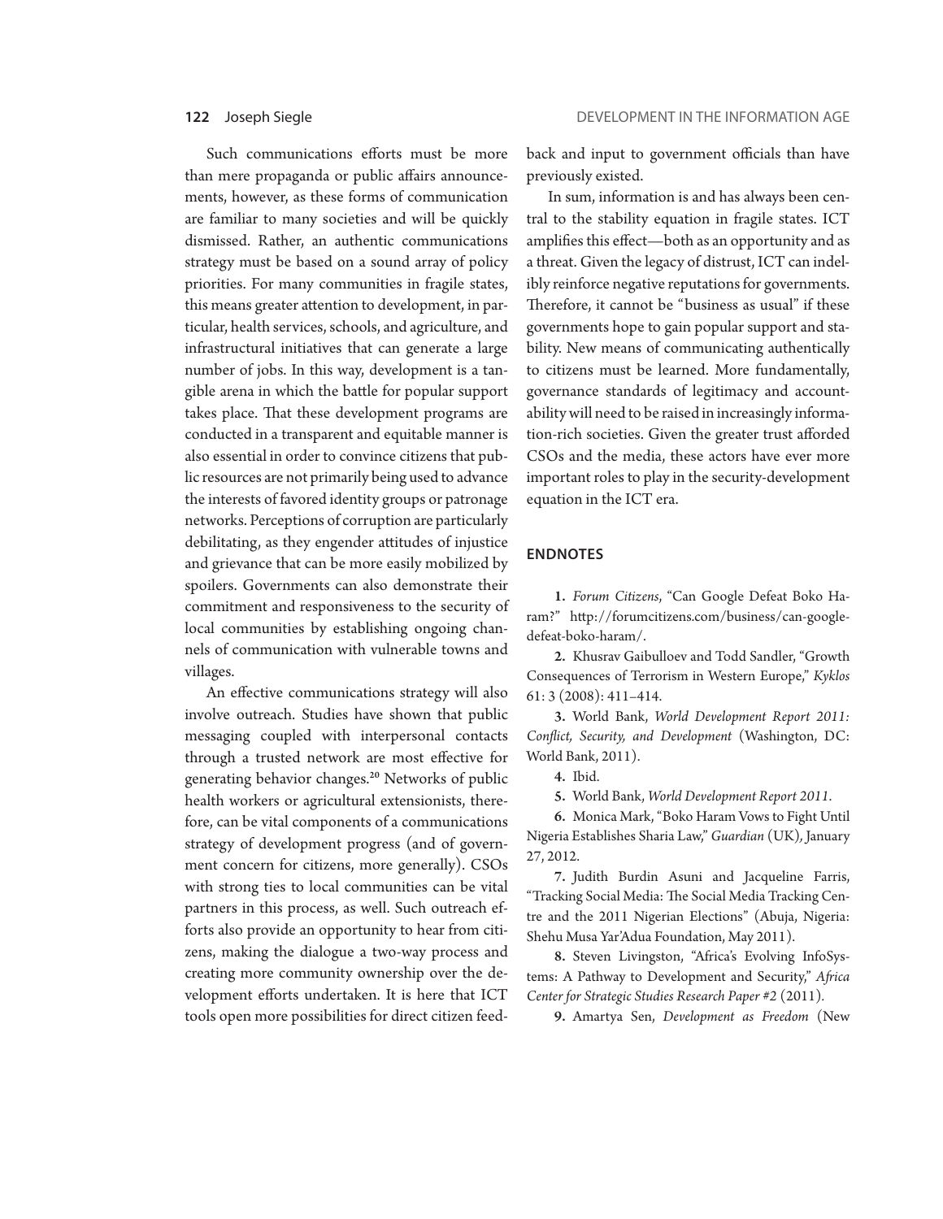Such communications efforts must be more than mere propaganda or public affairs announcements, however, as these forms of communication are familiar to many societies and will be quickly dismissed. Rather, an authentic communications strategy must be based on a sound array of policy priorities. For many communities in fragile states, this means greater attention to development, in particular, health services, schools, and agriculture, and infrastructural initiatives that can generate a large number of jobs. In this way, development is a tangible arena in which the battle for popular support takes place. That these development programs are conducted in a transparent and equitable manner is also essential in order to convince citizens that public resources are not primarily being used to advance the interests of favored identity groups or patronage networks. Perceptions of corruption are particularly debilitating, as they engender attitudes of injustice and grievance that can be more easily mobilized by spoilers. Governments can also demonstrate their commitment and responsiveness to the security of local communities by establishing ongoing channels of communication with vulnerable towns and villages.

An effective communications strategy will also involve outreach. Studies have shown that public messaging coupled with interpersonal contacts through a trusted network are most effective for generating behavior changes.[20] Networks of public health workers or agricultural extensionists, therefore, can be vital components of a communications strategy of development progress (and of government concern for citizens, more generally). CSOs with strong ties to local communities can be vital partners in this process, as well. Such outreach efforts also provide an opportunity to hear from citizens, making the dialogue a two-way process and creating more community ownership over the development efforts undertaken. It is here that ICT tools open more possibilities for direct citizen feedback and input to government officials than have previously existed.

In sum, information is and has always been central to the stability equation in fragile states. ICT amplifies this effect—both as an opportunity and as a threat. Given the legacy of distrust, ICT can indelibly reinforce negative reputations for governments. Therefore, it cannot be "business as usual" if these governments hope to gain popular support and stability. New means of communicating authentically to citizens must be learned. More fundamentally, governance standards of legitimacy and accountability will need to be raised in increasingly information-rich societies. Given the greater trust afforded CSOs and the media, these actors have ever more important roles to play in the security-development equation in the ICT era.

## ENDNOTES

**1.** *Forum Citizens*, "Can Google Defeat Boko Haram?" http://forumcitizens.com/business/can-google-defeat-boko-haram/.

**2.** Khusrav Gaibulloev and Todd Sandler, "Growth Consequences of Terrorism in Western Europe," *Kyklos* 61: 3 (2008): 411–414.

**3.** World Bank, *World Development Report 2011: Conflict, Security, and Development* (Washington, DC: World Bank, 2011).

**4.** Ibid.

**5.** World Bank, *World Development Report 2011*.

**6.** Monica Mark, "Boko Haram Vows to Fight Until Nigeria Establishes Sharia Law," *Guardian* (UK), January 27, 2012.

**7.** Judith Burdin Asuni and Jacqueline Farris, "Tracking Social Media: The Social Media Tracking Centre and the 2011 Nigerian Elections" (Abuja, Nigeria: Shehu Musa Yar'Adua Foundation, May 2011).

**8.** Steven Livingston, "Africa's Evolving InfoSystems: A Pathway to Development and Security," *Africa Center for Strategic Studies Research Paper #2* (2011).

**9.** Amartya Sen, *Development as Freedom* (New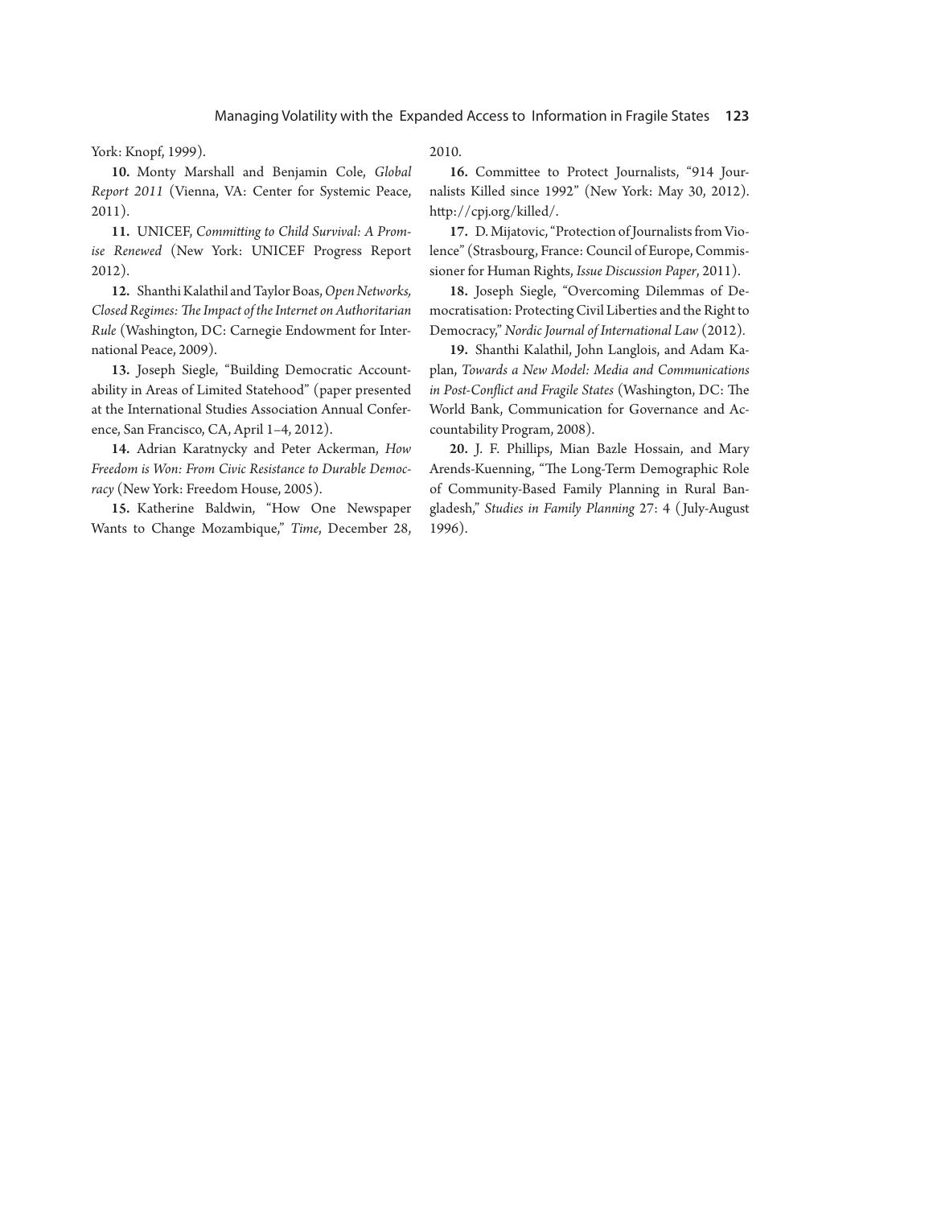York: Knopf, 1999).

**10.** Monty Marshall and Benjamin Cole, *Global Report 2011* (Vienna, VA: Center for Systemic Peace, 2011).

**11.** UNICEF, *Committing to Child Survival: A Promise Renewed* (New York: UNICEF Progress Report 2012).

**12.** Shanthi Kalathil and Taylor Boas, *Open Networks, Closed Regimes: The Impact of the Internet on Authoritarian Rule* (Washington, DC: Carnegie Endowment for International Peace, 2009).

**13.** Joseph Siegle, "Building Democratic Accountability in Areas of Limited Statehood" (paper presented at the International Studies Association Annual Conference, San Francisco, CA, April 1–4, 2012).

**14.** Adrian Karatnycky and Peter Ackerman, *How Freedom is Won: From Civic Resistance to Durable Democracy* (New York: Freedom House, 2005).

**15.** Katherine Baldwin, "How One Newspaper Wants to Change Mozambique," *Time*, December 28, 2010.

**16.** Committee to Protect Journalists, "914 Journalists Killed since 1992" (New York: May 30, 2012). http://cpj.org/killed/.

**17.** D. Mijatovic, "Protection of Journalists from Violence" (Strasbourg, France: Council of Europe, Commissioner for Human Rights, *Issue Discussion Paper*, 2011).

**18.** Joseph Siegle, "Overcoming Dilemmas of Democratisation: Protecting Civil Liberties and the Right to Democracy," *Nordic Journal of International Law* (2012).

**19.** Shanthi Kalathil, John Langlois, and Adam Kaplan, *Towards a New Model: Media and Communications in Post-Conflict and Fragile States* (Washington, DC: The World Bank, Communication for Governance and Accountability Program, 2008).

**20.** J. F. Phillips, Mian Bazle Hossain, and Mary Arends-Kuenning, "The Long-Term Demographic Role of Community-Based Family Planning in Rural Bangladesh," *Studies in Family Planning* 27: 4 (July-August 1996).